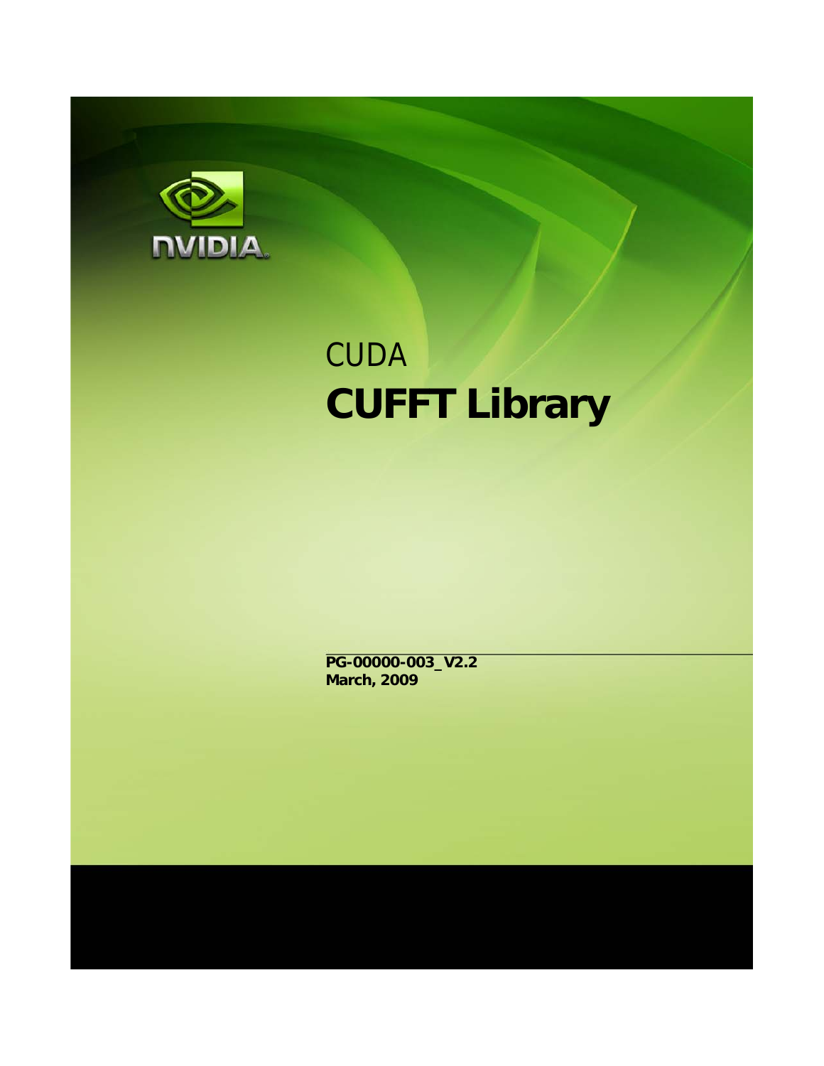NVIDIA

# CUDA

# CUFFT Library

**PG-00000-003_V2.2**
**March, 2009**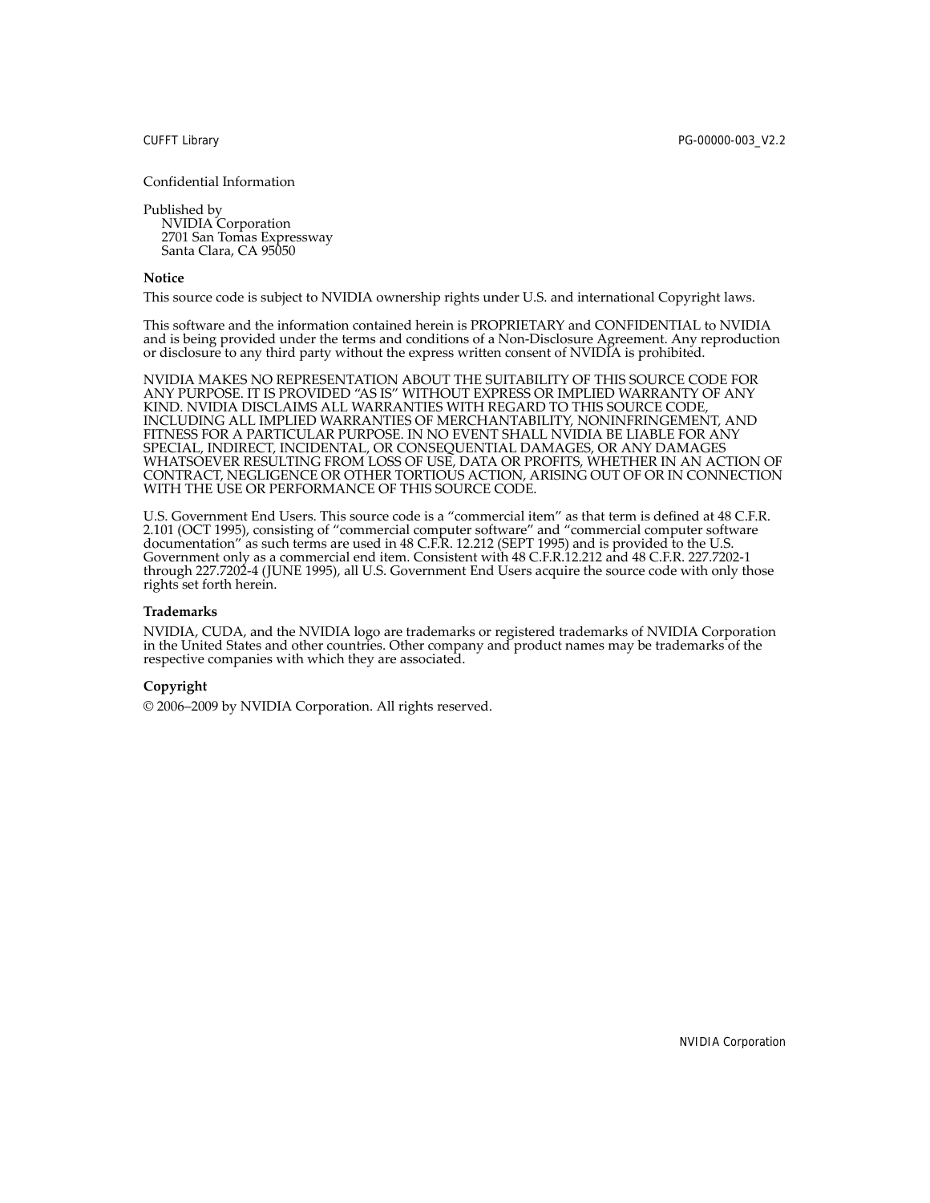Confidential Information

Published by
NVIDIA Corporation
2701 San Tomas Expressway
Santa Clara, CA 95050

**Notice**

This source code is subject to NVIDIA ownership rights under U.S. and international Copyright laws.

This software and the information contained herein is PROPRIETARY and CONFIDENTIAL to NVIDIA and is being provided under the terms and conditions of a Non-Disclosure Agreement. Any reproduction or disclosure to any third party without the express written consent of NVIDIA is prohibited.

NVIDIA MAKES NO REPRESENTATION ABOUT THE SUITABILITY OF THIS SOURCE CODE FOR ANY PURPOSE. IT IS PROVIDED "AS IS" WITHOUT EXPRESS OR IMPLIED WARRANTY OF ANY KIND. NVIDIA DISCLAIMS ALL WARRANTIES WITH REGARD TO THIS SOURCE CODE, INCLUDING ALL IMPLIED WARRANTIES OF MERCHANTABILITY, NONINFRINGEMENT, AND FITNESS FOR A PARTICULAR PURPOSE. IN NO EVENT SHALL NVIDIA BE LIABLE FOR ANY SPECIAL, INDIRECT, INCIDENTAL, OR CONSEQUENTIAL DAMAGES, OR ANY DAMAGES WHATSOEVER RESULTING FROM LOSS OF USE, DATA OR PROFITS, WHETHER IN AN ACTION OF CONTRACT, NEGLIGENCE OR OTHER TORTIOUS ACTION, ARISING OUT OF OR IN CONNECTION WITH THE USE OR PERFORMANCE OF THIS SOURCE CODE.

U.S. Government End Users. This source code is a "commercial item" as that term is defined at 48 C.F.R. 2.101 (OCT 1995), consisting of "commercial computer software" and "commercial computer software documentation" as such terms are used in 48 C.F.R. 12.212 (SEPT 1995) and is provided to the U.S. Government only as a commercial end item. Consistent with 48 C.F.R.12.212 and 48 C.F.R. 227.7202-1 through 227.7202-4 (JUNE 1995), all U.S. Government End Users acquire the source code with only those rights set forth herein.

**Trademarks**

NVIDIA, CUDA, and the NVIDIA logo are trademarks or registered trademarks of NVIDIA Corporation in the United States and other countries. Other company and product names may be trademarks of the respective companies with which they are associated.

**Copyright**

© 2006–2009 by NVIDIA Corporation. All rights reserved.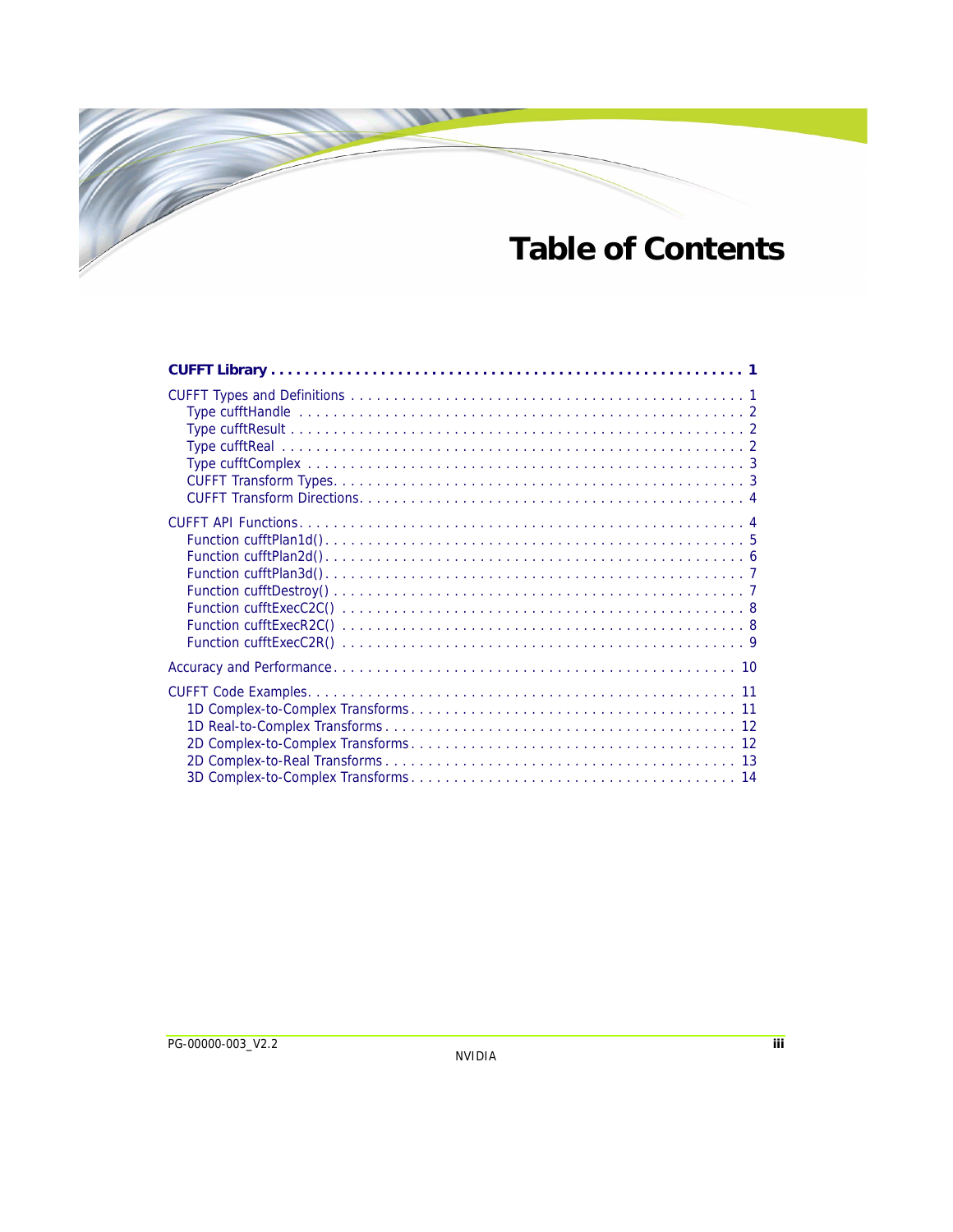# Table of Contents

**CUFFT Library . . . . . . . . . . . . . . . . . . . . . . . . . . . . . . . . . . . . . . . . . . . . . . . . . . . . . 1**

CUFFT Types and Definitions . . . . . . . . . . . . . . . . . . . . . . . . . . . . . . . . . . . . . . . . . . . . 1
- Type cufftHandle . . . . . . . . . . . . . . . . . . . . . . . . . . . . . . . . . . . . . . . . . . . . . . . . . 2
- Type cufftResult . . . . . . . . . . . . . . . . . . . . . . . . . . . . . . . . . . . . . . . . . . . . . . . . . . 2
- Type cufftReal . . . . . . . . . . . . . . . . . . . . . . . . . . . . . . . . . . . . . . . . . . . . . . . . . . . 2
- Type cufftComplex . . . . . . . . . . . . . . . . . . . . . . . . . . . . . . . . . . . . . . . . . . . . . . . . 3
- CUFFT Transform Types. . . . . . . . . . . . . . . . . . . . . . . . . . . . . . . . . . . . . . . . . . . . . 3
- CUFFT Transform Directions. . . . . . . . . . . . . . . . . . . . . . . . . . . . . . . . . . . . . . . . . . 4

CUFFT API Functions. . . . . . . . . . . . . . . . . . . . . . . . . . . . . . . . . . . . . . . . . . . . . . . . . 4
- Function cufftPlan1d(). . . . . . . . . . . . . . . . . . . . . . . . . . . . . . . . . . . . . . . . . . . . . . 5
- Function cufftPlan2d(). . . . . . . . . . . . . . . . . . . . . . . . . . . . . . . . . . . . . . . . . . . . . . 6
- Function cufftPlan3d(). . . . . . . . . . . . . . . . . . . . . . . . . . . . . . . . . . . . . . . . . . . . . . 7
- Function cufftDestroy() . . . . . . . . . . . . . . . . . . . . . . . . . . . . . . . . . . . . . . . . . . . . . 7
- Function cufftExecC2C() . . . . . . . . . . . . . . . . . . . . . . . . . . . . . . . . . . . . . . . . . . . . 8
- Function cufftExecR2C() . . . . . . . . . . . . . . . . . . . . . . . . . . . . . . . . . . . . . . . . . . . . 8
- Function cufftExecC2R() . . . . . . . . . . . . . . . . . . . . . . . . . . . . . . . . . . . . . . . . . . . . 9

Accuracy and Performance. . . . . . . . . . . . . . . . . . . . . . . . . . . . . . . . . . . . . . . . . . . . . 10

CUFFT Code Examples. . . . . . . . . . . . . . . . . . . . . . . . . . . . . . . . . . . . . . . . . . . . . . . . 11
- 1D Complex-to-Complex Transforms . . . . . . . . . . . . . . . . . . . . . . . . . . . . . . . . . . . 11
- 1D Real-to-Complex Transforms . . . . . . . . . . . . . . . . . . . . . . . . . . . . . . . . . . . . . . 12
- 2D Complex-to-Complex Transforms . . . . . . . . . . . . . . . . . . . . . . . . . . . . . . . . . . . 12
- 2D Complex-to-Real Transforms . . . . . . . . . . . . . . . . . . . . . . . . . . . . . . . . . . . . . . 13
- 3D Complex-to-Complex Transforms . . . . . . . . . . . . . . . . . . . . . . . . . . . . . . . . . . . 14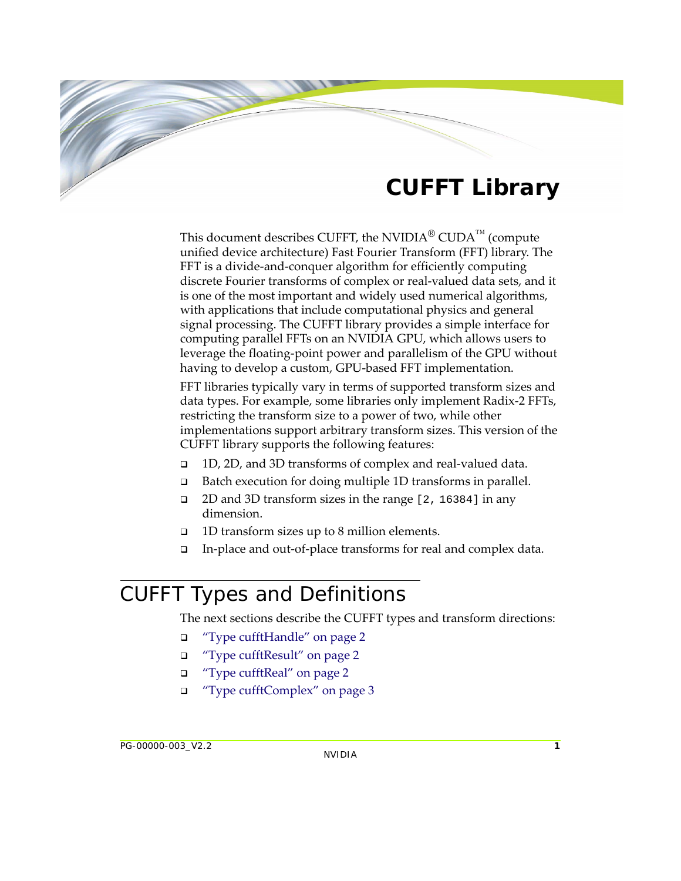# CUFFT Library

This document describes CUFFT, the NVIDIA® CUDA™ (compute unified device architecture) Fast Fourier Transform (FFT) library. The FFT is a divide-and-conquer algorithm for efficiently computing discrete Fourier transforms of complex or real-valued data sets, and it is one of the most important and widely used numerical algorithms, with applications that include computational physics and general signal processing. The CUFFT library provides a simple interface for computing parallel FFTs on an NVIDIA GPU, which allows users to leverage the floating-point power and parallelism of the GPU without having to develop a custom, GPU-based FFT implementation.

FFT libraries typically vary in terms of supported transform sizes and data types. For example, some libraries only implement Radix-2 FFTs, restricting the transform size to a power of two, while other implementations support arbitrary transform sizes. This version of the CUFFT library supports the following features:

- 1D, 2D, and 3D transforms of complex and real-valued data.
- Batch execution for doing multiple 1D transforms in parallel.
- 2D and 3D transform sizes in the range `[2, 16384]` in any dimension.
- 1D transform sizes up to 8 million elements.
- In-place and out-of-place transforms for real and complex data.

## CUFFT Types and Definitions

The next sections describe the CUFFT types and transform directions:

- "Type cufftHandle" on page 2
- "Type cufftResult" on page 2
- "Type cufftReal" on page 2
- "Type cufftComplex" on page 3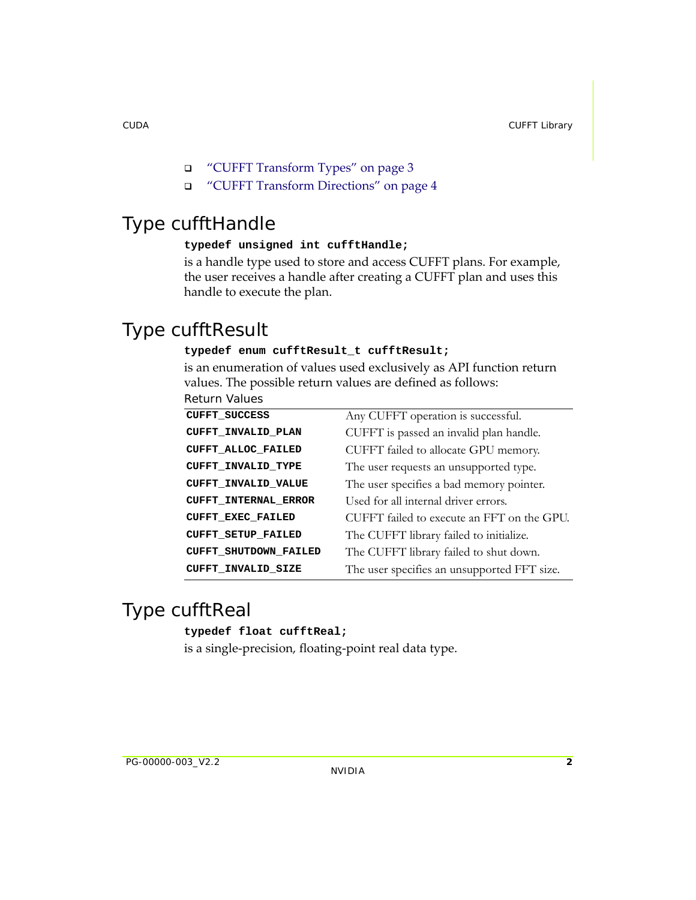- "CUFFT Transform Types" on page 3
- "CUFFT Transform Directions" on page 4

## Type cufftHandle

```
typedef unsigned int cufftHandle;
```

is a handle type used to store and access CUFFT plans. For example, the user receives a handle after creating a CUFFT plan and uses this handle to execute the plan.

## Type cufftResult

```
typedef enum cufftResult_t cufftResult;
```

is an enumeration of values used exclusively as API function return values. The possible return values are defined as follows:

Return Values

| | |
|---|---|
| **CUFFT_SUCCESS** | Any CUFFT operation is successful. |
| **CUFFT_INVALID_PLAN** | CUFFT is passed an invalid plan handle. |
| **CUFFT_ALLOC_FAILED** | CUFFT failed to allocate GPU memory. |
| **CUFFT_INVALID_TYPE** | The user requests an unsupported type. |
| **CUFFT_INVALID_VALUE** | The user specifies a bad memory pointer. |
| **CUFFT_INTERNAL_ERROR** | Used for all internal driver errors. |
| **CUFFT_EXEC_FAILED** | CUFFT failed to execute an FFT on the GPU. |
| **CUFFT_SETUP_FAILED** | The CUFFT library failed to initialize. |
| **CUFFT_SHUTDOWN_FAILED** | The CUFFT library failed to shut down. |
| **CUFFT_INVALID_SIZE** | The user specifies an unsupported FFT size. |

## Type cufftReal

```
typedef float cufftReal;
```

is a single-precision, floating-point real data type.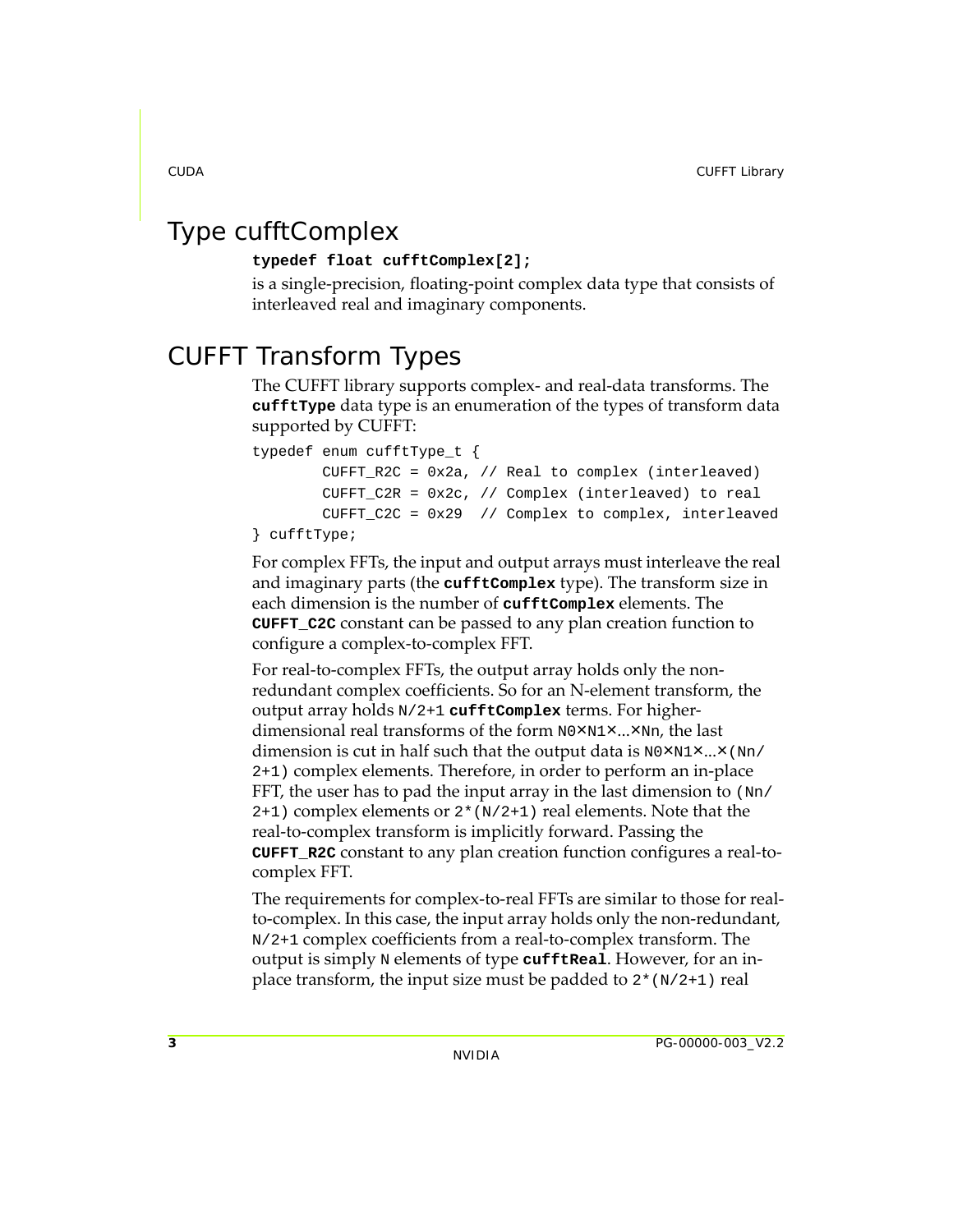## Type cufftComplex

**`typedef float cufftComplex[2];`**

is a single-precision, floating-point complex data type that consists of interleaved real and imaginary components.

## CUFFT Transform Types

The CUFFT library supports complex- and real-data transforms. The **`cufftType`** data type is an enumeration of the types of transform data supported by CUFFT:

```
typedef enum cufftType_t {
        CUFFT_R2C = 0x2a, // Real to complex (interleaved)
        CUFFT_C2R = 0x2c, // Complex (interleaved) to real
        CUFFT_C2C = 0x29  // Complex to complex, interleaved
} cufftType;
```

For complex FFTs, the input and output arrays must interleave the real and imaginary parts (the **`cufftComplex`** type). The transform size in each dimension is the number of **`cufftComplex`** elements. The **`CUFFT_C2C`** constant can be passed to any plan creation function to configure a complex-to-complex FFT.

For real-to-complex FFTs, the output array holds only the non-redundant complex coefficients. So for an N-element transform, the output array holds `N/2+1` **`cufftComplex`** terms. For higher-dimensional real transforms of the form `N0×N1×...×Nn`, the last dimension is cut in half such that the output data is `N0×N1×...×(Nn/2+1)` complex elements. Therefore, in order to perform an in-place FFT, the user has to pad the input array in the last dimension to `(Nn/2+1)` complex elements or `2*(N/2+1)` real elements. Note that the real-to-complex transform is implicitly forward. Passing the **`CUFFT_R2C`** constant to any plan creation function configures a real-to-complex FFT.

The requirements for complex-to-real FFTs are similar to those for real-to-complex. In this case, the input array holds only the non-redundant, `N/2+1` complex coefficients from a real-to-complex transform. The output is simply `N` elements of type **`cufftReal`**. However, for an in-place transform, the input size must be padded to `2*(N/2+1)` real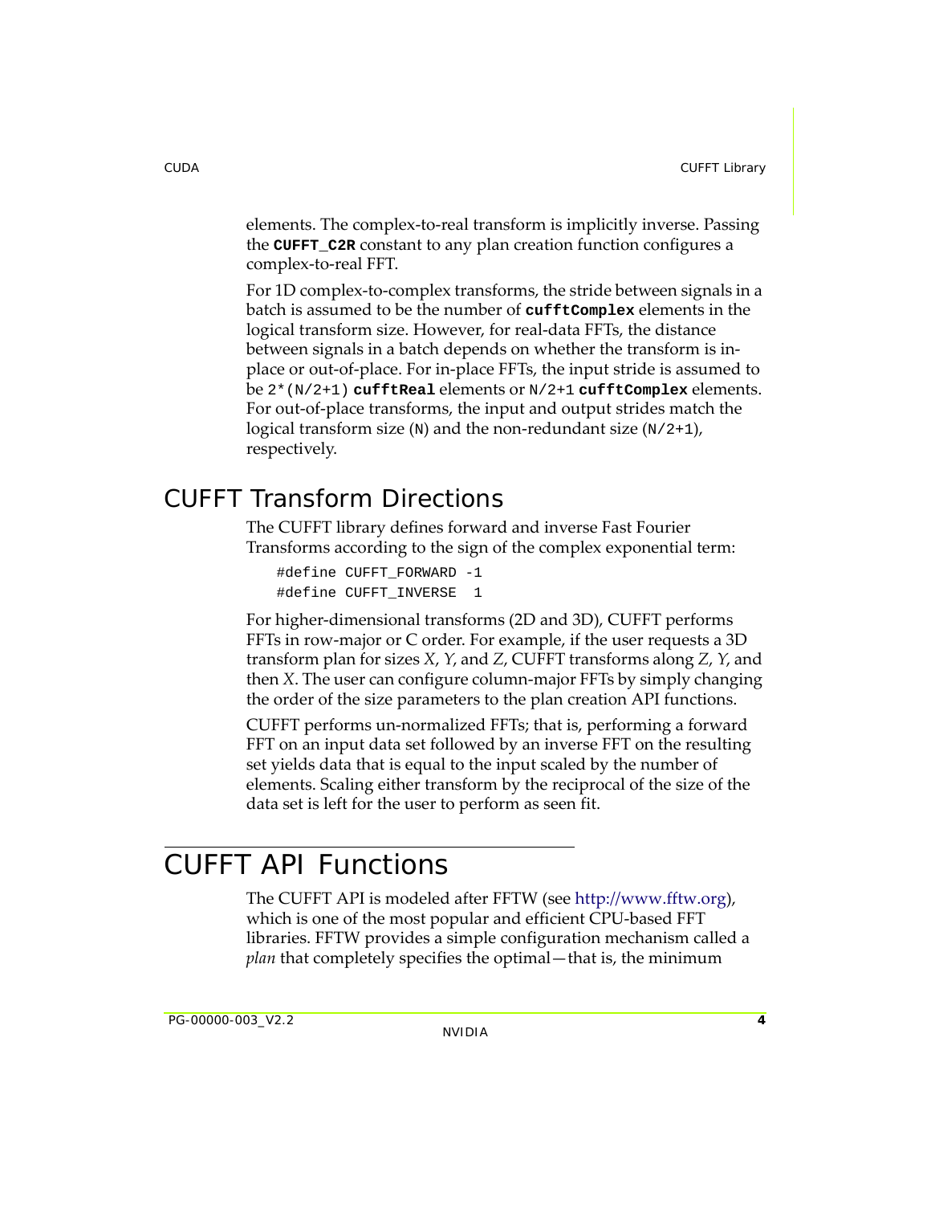elements. The complex-to-real transform is implicitly inverse. Passing the **CUFFT_C2R** constant to any plan creation function configures a complex-to-real FFT.

For 1D complex-to-complex transforms, the stride between signals in a batch is assumed to be the number of **cufftComplex** elements in the logical transform size. However, for real-data FFTs, the distance between signals in a batch depends on whether the transform is in-place or out-of-place. For in-place FFTs, the input stride is assumed to be `2*(N/2+1)` **cufftReal** elements or `N/2+1` **cufftComplex** elements. For out-of-place transforms, the input and output strides match the logical transform size (`N`) and the non-redundant size (`N/2+1`), respectively.

## CUFFT Transform Directions

The CUFFT library defines forward and inverse Fast Fourier Transforms according to the sign of the complex exponential term:

```
#define CUFFT_FORWARD -1
#define CUFFT_INVERSE  1
```

For higher-dimensional transforms (2D and 3D), CUFFT performs FFTs in row-major or C order. For example, if the user requests a 3D transform plan for sizes *X*, *Y*, and *Z*, CUFFT transforms along *Z*, *Y*, and then *X*. The user can configure column-major FFTs by simply changing the order of the size parameters to the plan creation API functions.

CUFFT performs un-normalized FFTs; that is, performing a forward FFT on an input data set followed by an inverse FFT on the resulting set yields data that is equal to the input scaled by the number of elements. Scaling either transform by the reciprocal of the size of the data set is left for the user to perform as seen fit.

# CUFFT API Functions

The CUFFT API is modeled after FFTW (see http://www.fftw.org), which is one of the most popular and efficient CPU-based FFT libraries. FFTW provides a simple configuration mechanism called a *plan* that completely specifies the optimal—that is, the minimum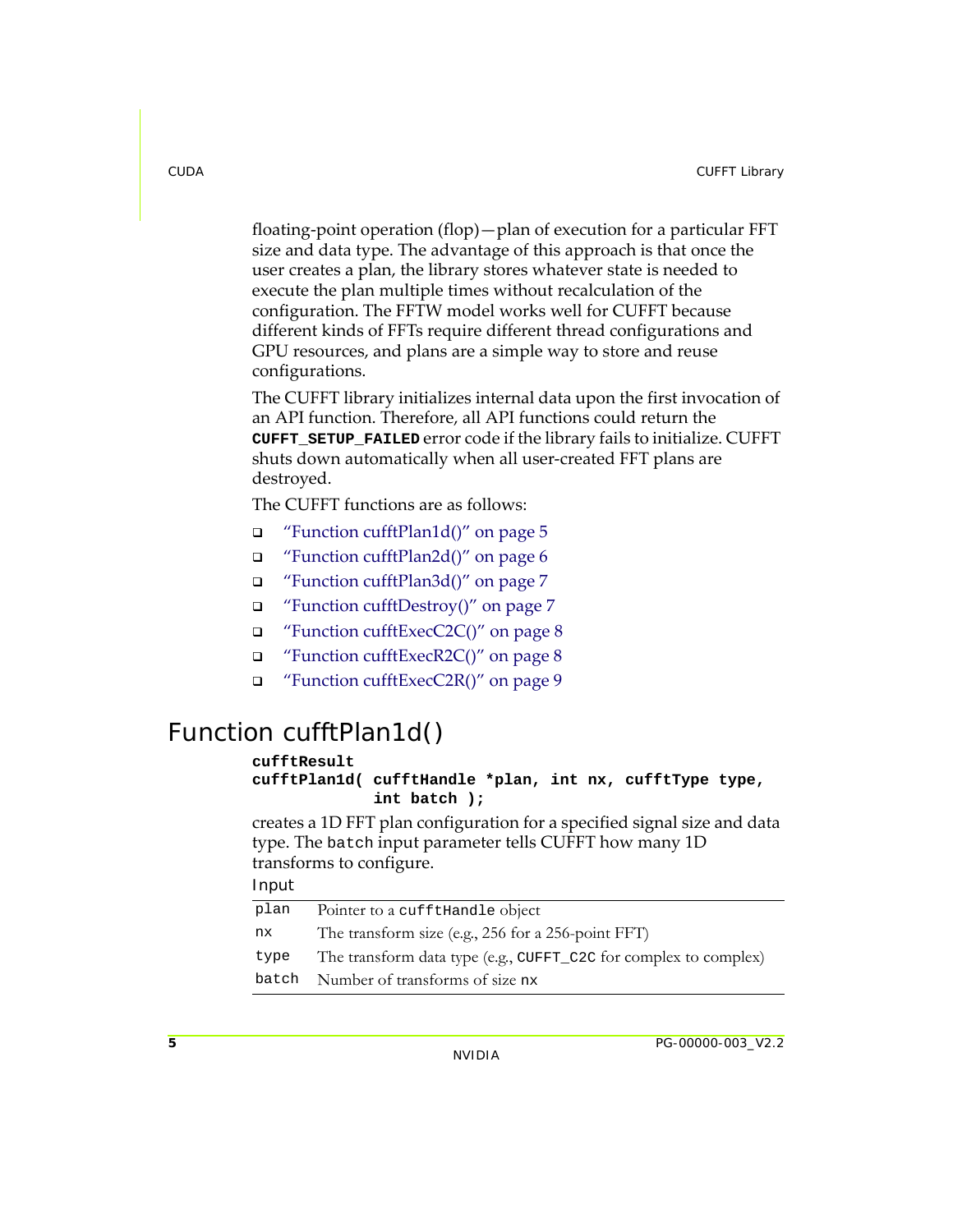floating-point operation (flop)—plan of execution for a particular FFT size and data type. The advantage of this approach is that once the user creates a plan, the library stores whatever state is needed to execute the plan multiple times without recalculation of the configuration. The FFTW model works well for CUFFT because different kinds of FFTs require different thread configurations and GPU resources, and plans are a simple way to store and reuse configurations.

The CUFFT library initializes internal data upon the first invocation of an API function. Therefore, all API functions could return the **`CUFFT_SETUP_FAILED`** error code if the library fails to initialize. CUFFT shuts down automatically when all user-created FFT plans are destroyed.

The CUFFT functions are as follows:

- "Function cufftPlan1d()" on page 5
- "Function cufftPlan2d()" on page 6
- "Function cufftPlan3d()" on page 7
- "Function cufftDestroy()" on page 7
- "Function cufftExecC2C()" on page 8
- "Function cufftExecR2C()" on page 8
- "Function cufftExecC2R()" on page 9

## Function cufftPlan1d()

```
cufftResult
cufftPlan1d( cufftHandle *plan, int nx, cufftType type,
             int batch );
```

creates a 1D FFT plan configuration for a specified signal size and data type. The `batch` input parameter tells CUFFT how many 1D transforms to configure.

Input

| | |
|---|---|
| `plan` | Pointer to a `cufftHandle` object |
| `nx` | The transform size (e.g., 256 for a 256-point FFT) |
| `type` | The transform data type (e.g., `CUFFT_C2C` for complex to complex) |
| `batch` | Number of transforms of size `nx` |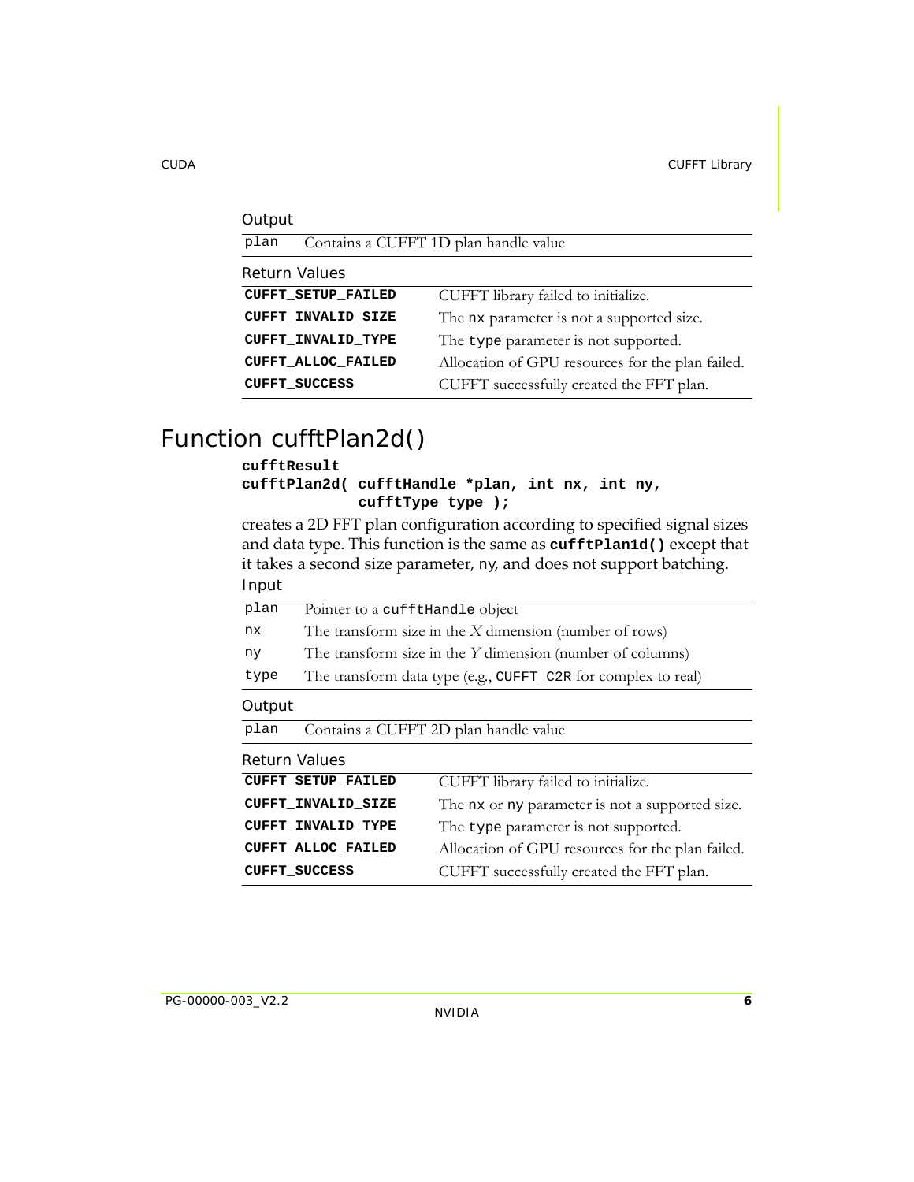Output

| | |
|---|---|
| plan | Contains a CUFFT 1D plan handle value |

Return Values

| | |
|---|---|
| **CUFFT_SETUP_FAILED** | CUFFT library failed to initialize. |
| **CUFFT_INVALID_SIZE** | The nx parameter is not a supported size. |
| **CUFFT_INVALID_TYPE** | The type parameter is not supported. |
| **CUFFT_ALLOC_FAILED** | Allocation of GPU resources for the plan failed. |
| **CUFFT_SUCCESS** | CUFFT successfully created the FFT plan. |

# Function cufftPlan2d()

```
cufftResult
cufftPlan2d( cufftHandle *plan, int nx, int ny,
             cufftType type );
```

creates a 2D FFT plan configuration according to specified signal sizes and data type. This function is the same as **cufftPlan1d()** except that it takes a second size parameter, ny, and does not support batching.

Input

| | |
|---|---|
| plan | Pointer to a cufftHandle object |
| nx | The transform size in the $X$ dimension (number of rows) |
| ny | The transform size in the $Y$ dimension (number of columns) |
| type | The transform data type (e.g., CUFFT_C2R for complex to real) |

Output

| | |
|---|---|
| plan | Contains a CUFFT 2D plan handle value |

Return Values

| | |
|---|---|
| **CUFFT_SETUP_FAILED** | CUFFT library failed to initialize. |
| **CUFFT_INVALID_SIZE** | The nx or ny parameter is not a supported size. |
| **CUFFT_INVALID_TYPE** | The type parameter is not supported. |
| **CUFFT_ALLOC_FAILED** | Allocation of GPU resources for the plan failed. |
| **CUFFT_SUCCESS** | CUFFT successfully created the FFT plan. |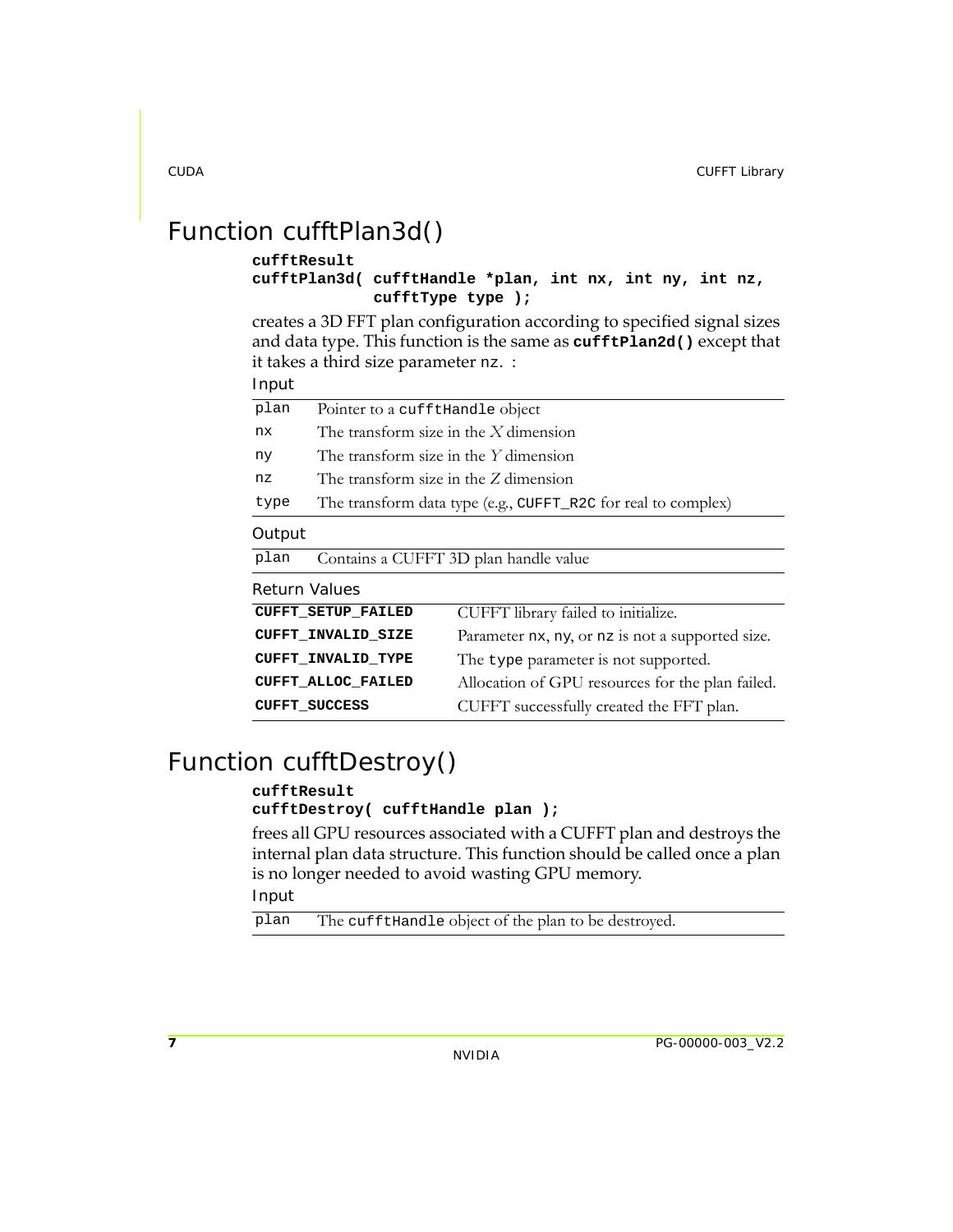## Function cufftPlan3d()

```
cufftResult
cufftPlan3d( cufftHandle *plan, int nx, int ny, int nz,
             cufftType type );
```

creates a 3D FFT plan configuration according to specified signal sizes and data type. This function is the same as **`cufftPlan2d()`** except that it takes a third size parameter `nz`. :

Input

| | |
|---|---|
| `plan` | Pointer to a `cufftHandle` object |
| `nx` | The transform size in the $X$ dimension |
| `ny` | The transform size in the $Y$ dimension |
| `nz` | The transform size in the $Z$ dimension |
| `type` | The transform data type (e.g., `CUFFT_R2C` for real to complex) |

Output

| | |
|---|---|
| `plan` | Contains a CUFFT 3D plan handle value |

Return Values

| | |
|---|---|
| **`CUFFT_SETUP_FAILED`** | CUFFT library failed to initialize. |
| **`CUFFT_INVALID_SIZE`** | Parameter `nx`, `ny`, or `nz` is not a supported size. |
| **`CUFFT_INVALID_TYPE`** | The `type` parameter is not supported. |
| **`CUFFT_ALLOC_FAILED`** | Allocation of GPU resources for the plan failed. |
| **`CUFFT_SUCCESS`** | CUFFT successfully created the FFT plan. |

## Function cufftDestroy()

```
cufftResult
cufftDestroy( cufftHandle plan );
```

frees all GPU resources associated with a CUFFT plan and destroys the internal plan data structure. This function should be called once a plan is no longer needed to avoid wasting GPU memory.

Input

| | |
|---|---|
| `plan` | The `cufftHandle` object of the plan to be destroyed. |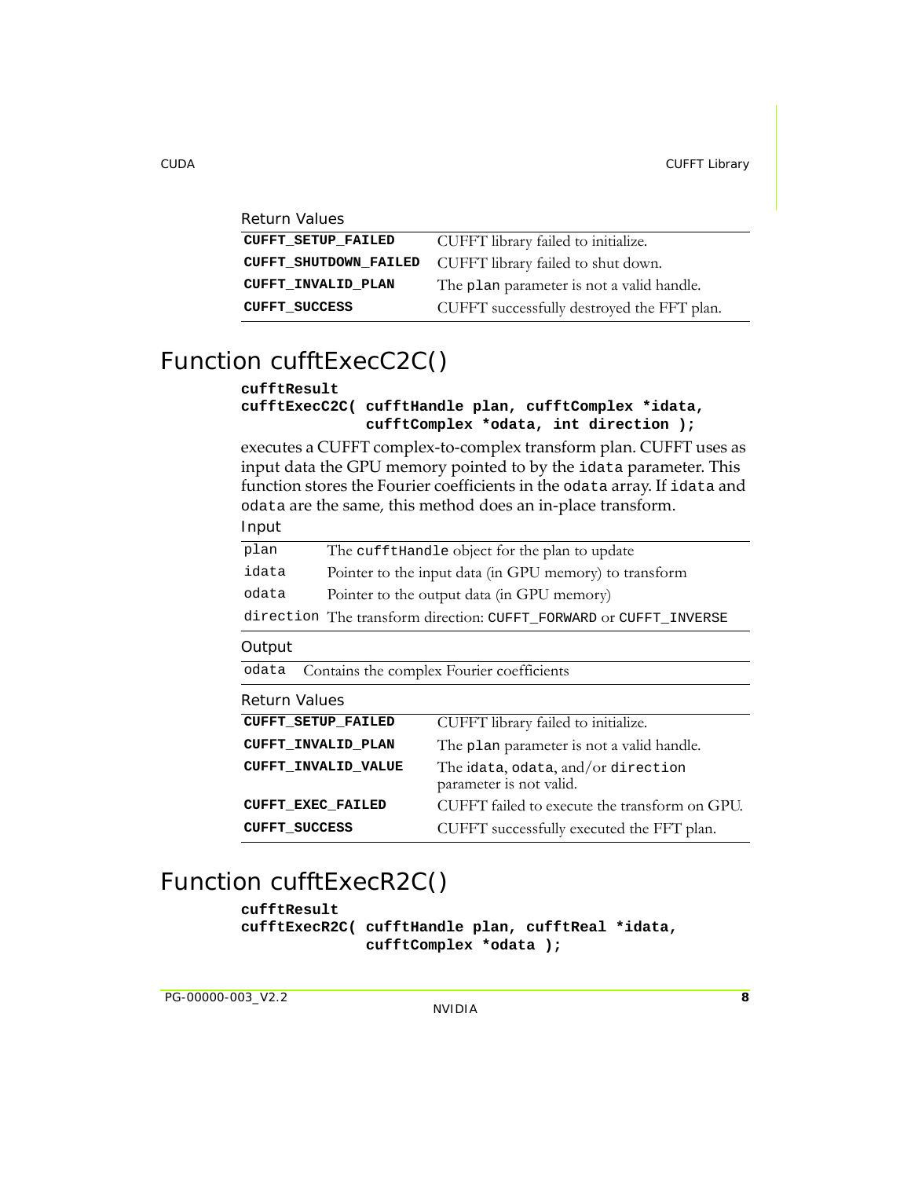Return Values

| | |
|---|---|
| **CUFFT_SETUP_FAILED** | CUFFT library failed to initialize. |
| **CUFFT_SHUTDOWN_FAILED** | CUFFT library failed to shut down. |
| **CUFFT_INVALID_PLAN** | The `plan` parameter is not a valid handle. |
| **CUFFT_SUCCESS** | CUFFT successfully destroyed the FFT plan. |

## Function cufftExecC2C()

```
cufftResult
cufftExecC2C( cufftHandle plan, cufftComplex *idata,
              cufftComplex *odata, int direction );
```

executes a CUFFT complex-to-complex transform plan. CUFFT uses as input data the GPU memory pointed to by the `idata` parameter. This function stores the Fourier coefficients in the `odata` array. If `idata` and `odata` are the same, this method does an in-place transform.

Input

| | |
|---|---|
| `plan` | The `cufftHandle` object for the plan to update |
| `idata` | Pointer to the input data (in GPU memory) to transform |
| `odata` | Pointer to the output data (in GPU memory) |
| `direction` | The transform direction: `CUFFT_FORWARD` or `CUFFT_INVERSE` |

Output

| | |
|---|---|
| `odata` | Contains the complex Fourier coefficients |

Return Values

| | |
|---|---|
| **CUFFT_SETUP_FAILED** | CUFFT library failed to initialize. |
| **CUFFT_INVALID_PLAN** | The `plan` parameter is not a valid handle. |
| **CUFFT_INVALID_VALUE** | The `idata`, `odata`, and/or `direction` parameter is not valid. |
| **CUFFT_EXEC_FAILED** | CUFFT failed to execute the transform on GPU. |
| **CUFFT_SUCCESS** | CUFFT successfully executed the FFT plan. |

## Function cufftExecR2C()

```
cufftResult
cufftExecR2C( cufftHandle plan, cufftReal *idata,
              cufftComplex *odata );
```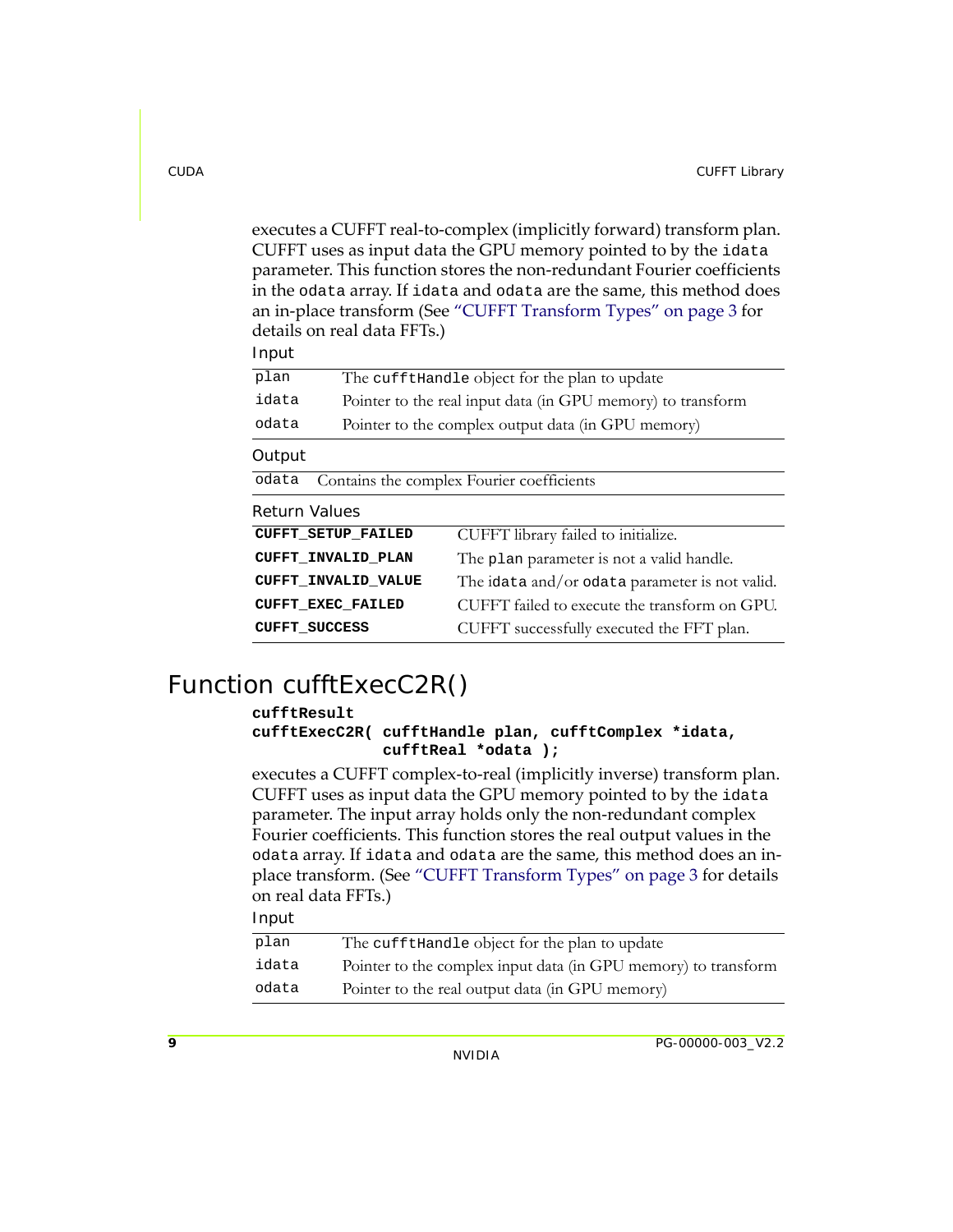executes a CUFFT real-to-complex (implicitly forward) transform plan. CUFFT uses as input data the GPU memory pointed to by the `idata` parameter. This function stores the non-redundant Fourier coefficients in the `odata` array. If `idata` and `odata` are the same, this method does an in-place transform (See "CUFFT Transform Types" on page 3 for details on real data FFTs.)

Input

| | |
|---|---|
| `plan` | The `cufftHandle` object for the plan to update |
| `idata` | Pointer to the real input data (in GPU memory) to transform |
| `odata` | Pointer to the complex output data (in GPU memory) |

Output

| | |
|---|---|
| `odata` | Contains the complex Fourier coefficients |

Return Values

| | |
|---|---|
| **`CUFFT_SETUP_FAILED`** | CUFFT library failed to initialize. |
| **`CUFFT_INVALID_PLAN`** | The `plan` parameter is not a valid handle. |
| **`CUFFT_INVALID_VALUE`** | The `idata` and/or `odata` parameter is not valid. |
| **`CUFFT_EXEC_FAILED`** | CUFFT failed to execute the transform on GPU. |
| **`CUFFT_SUCCESS`** | CUFFT successfully executed the FFT plan. |

## Function cufftExecC2R()

```
cufftResult
cufftExecC2R( cufftHandle plan, cufftComplex *idata,
              cufftReal *odata );
```

executes a CUFFT complex-to-real (implicitly inverse) transform plan. CUFFT uses as input data the GPU memory pointed to by the `idata` parameter. The input array holds only the non-redundant complex Fourier coefficients. This function stores the real output values in the `odata` array. If `idata` and `odata` are the same, this method does an in-place transform. (See "CUFFT Transform Types" on page 3 for details on real data FFTs.)

Input

| | |
|---|---|
| `plan` | The `cufftHandle` object for the plan to update |
| `idata` | Pointer to the complex input data (in GPU memory) to transform |
| `odata` | Pointer to the real output data (in GPU memory) |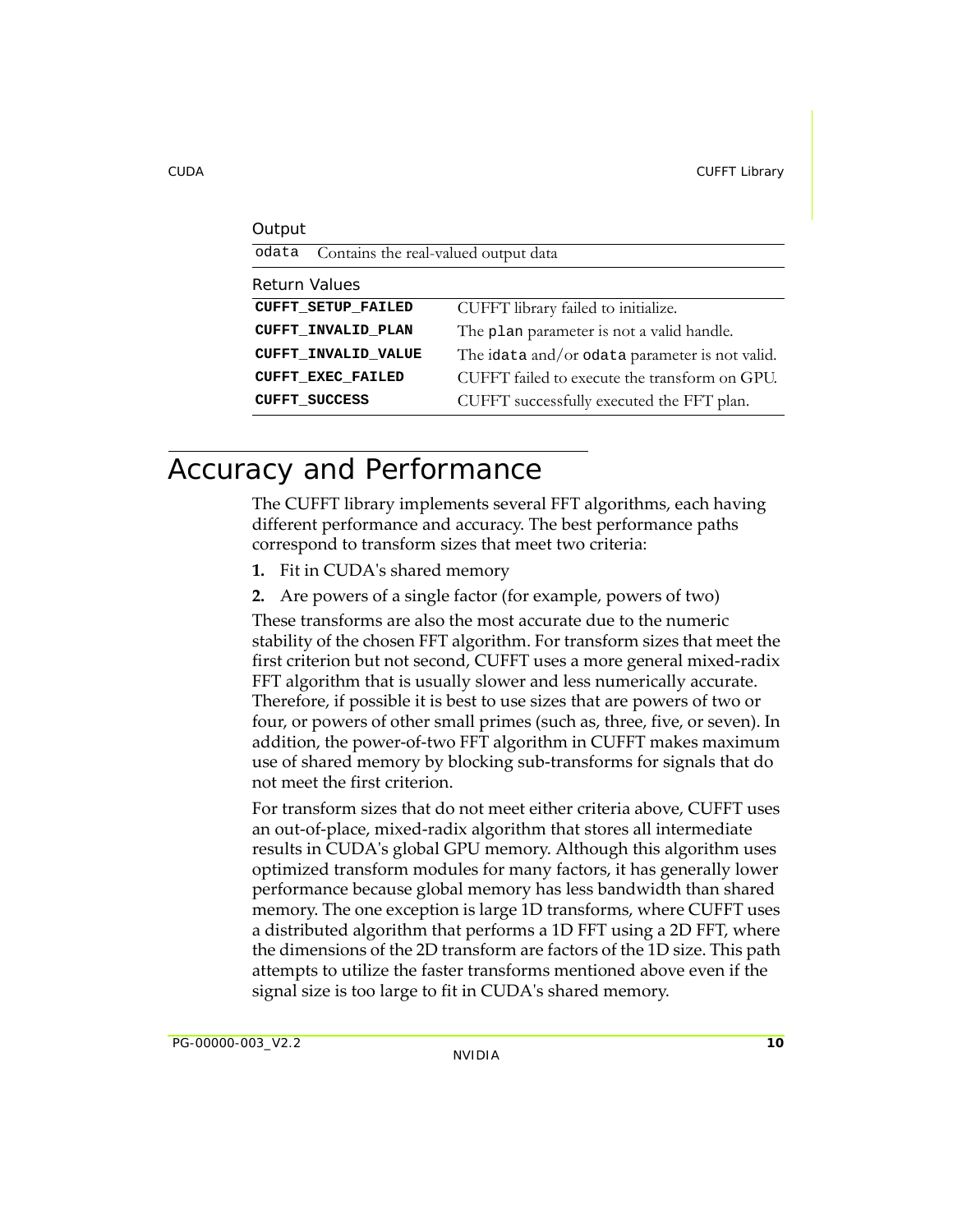Output

| | |
|---|---|
| odata | Contains the real-valued output data |

Return Values

| | |
|---|---|
| **CUFFT_SETUP_FAILED** | CUFFT library failed to initialize. |
| **CUFFT_INVALID_PLAN** | The plan parameter is not a valid handle. |
| **CUFFT_INVALID_VALUE** | The idata and/or odata parameter is not valid. |
| **CUFFT_EXEC_FAILED** | CUFFT failed to execute the transform on GPU. |
| **CUFFT_SUCCESS** | CUFFT successfully executed the FFT plan. |

# Accuracy and Performance

The CUFFT library implements several FFT algorithms, each having different performance and accuracy. The best performance paths correspond to transform sizes that meet two criteria:

1. Fit in CUDA's shared memory
2. Are powers of a single factor (for example, powers of two)

These transforms are also the most accurate due to the numeric stability of the chosen FFT algorithm. For transform sizes that meet the first criterion but not second, CUFFT uses a more general mixed-radix FFT algorithm that is usually slower and less numerically accurate. Therefore, if possible it is best to use sizes that are powers of two or four, or powers of other small primes (such as, three, five, or seven). In addition, the power-of-two FFT algorithm in CUFFT makes maximum use of shared memory by blocking sub-transforms for signals that do not meet the first criterion.

For transform sizes that do not meet either criteria above, CUFFT uses an out-of-place, mixed-radix algorithm that stores all intermediate results in CUDA's global GPU memory. Although this algorithm uses optimized transform modules for many factors, it has generally lower performance because global memory has less bandwidth than shared memory. The one exception is large 1D transforms, where CUFFT uses a distributed algorithm that performs a 1D FFT using a 2D FFT, where the dimensions of the 2D transform are factors of the 1D size. This path attempts to utilize the faster transforms mentioned above even if the signal size is too large to fit in CUDA's shared memory.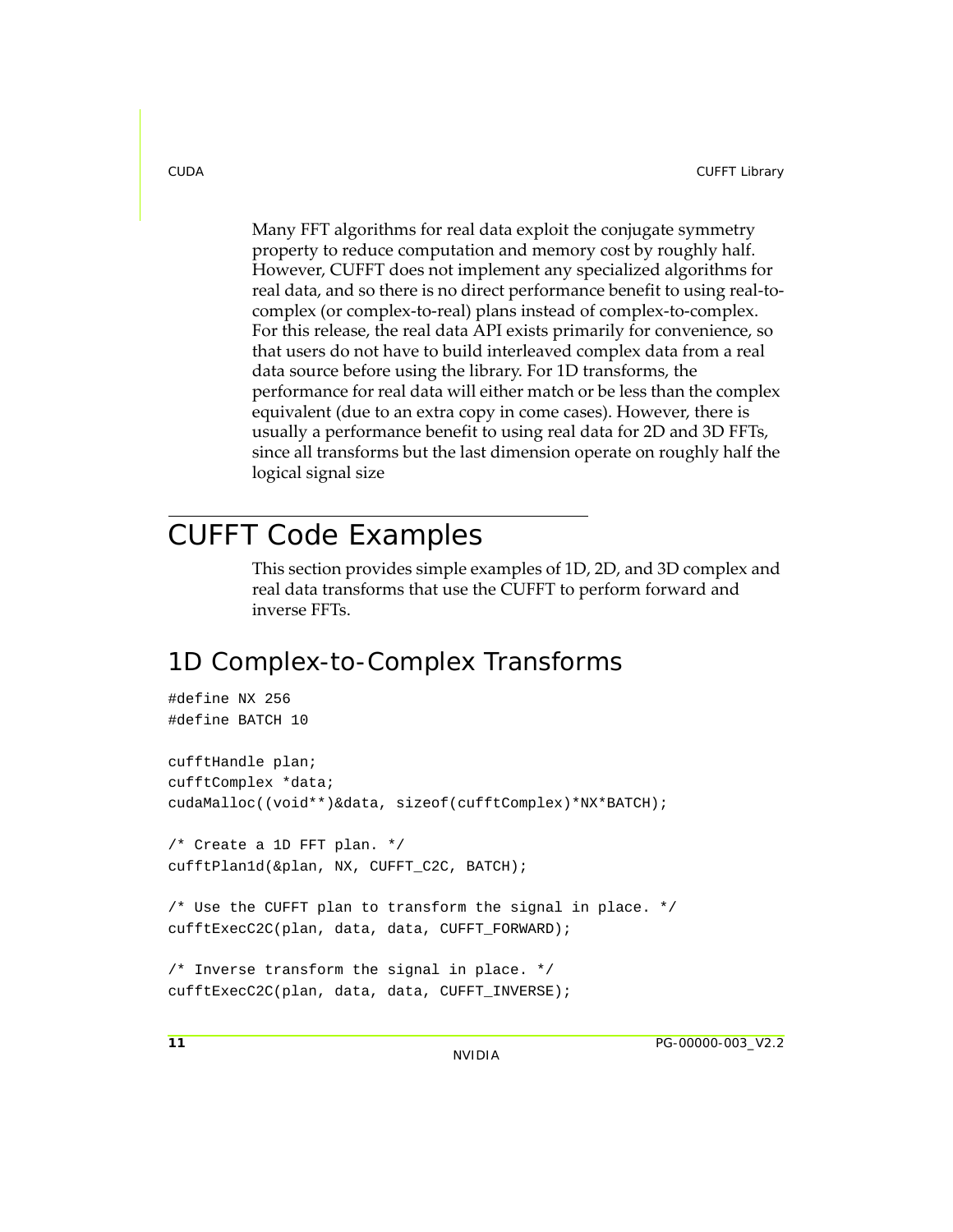Many FFT algorithms for real data exploit the conjugate symmetry property to reduce computation and memory cost by roughly half. However, CUFFT does not implement any specialized algorithms for real data, and so there is no direct performance benefit to using real-to-complex (or complex-to-real) plans instead of complex-to-complex. For this release, the real data API exists primarily for convenience, so that users do not have to build interleaved complex data from a real data source before using the library. For 1D transforms, the performance for real data will either match or be less than the complex equivalent (due to an extra copy in come cases). However, there is usually a performance benefit to using real data for 2D and 3D FFTs, since all transforms but the last dimension operate on roughly half the logical signal size

# CUFFT Code Examples

This section provides simple examples of 1D, 2D, and 3D complex and real data transforms that use the CUFFT to perform forward and inverse FFTs.

## 1D Complex-to-Complex Transforms

```
#define NX 256
#define BATCH 10

cufftHandle plan;
cufftComplex *data;
cudaMalloc((void**)&data, sizeof(cufftComplex)*NX*BATCH);

/* Create a 1D FFT plan. */
cufftPlan1d(&plan, NX, CUFFT_C2C, BATCH);

/* Use the CUFFT plan to transform the signal in place. */
cufftExecC2C(plan, data, data, CUFFT_FORWARD);

/* Inverse transform the signal in place. */
cufftExecC2C(plan, data, data, CUFFT_INVERSE);
```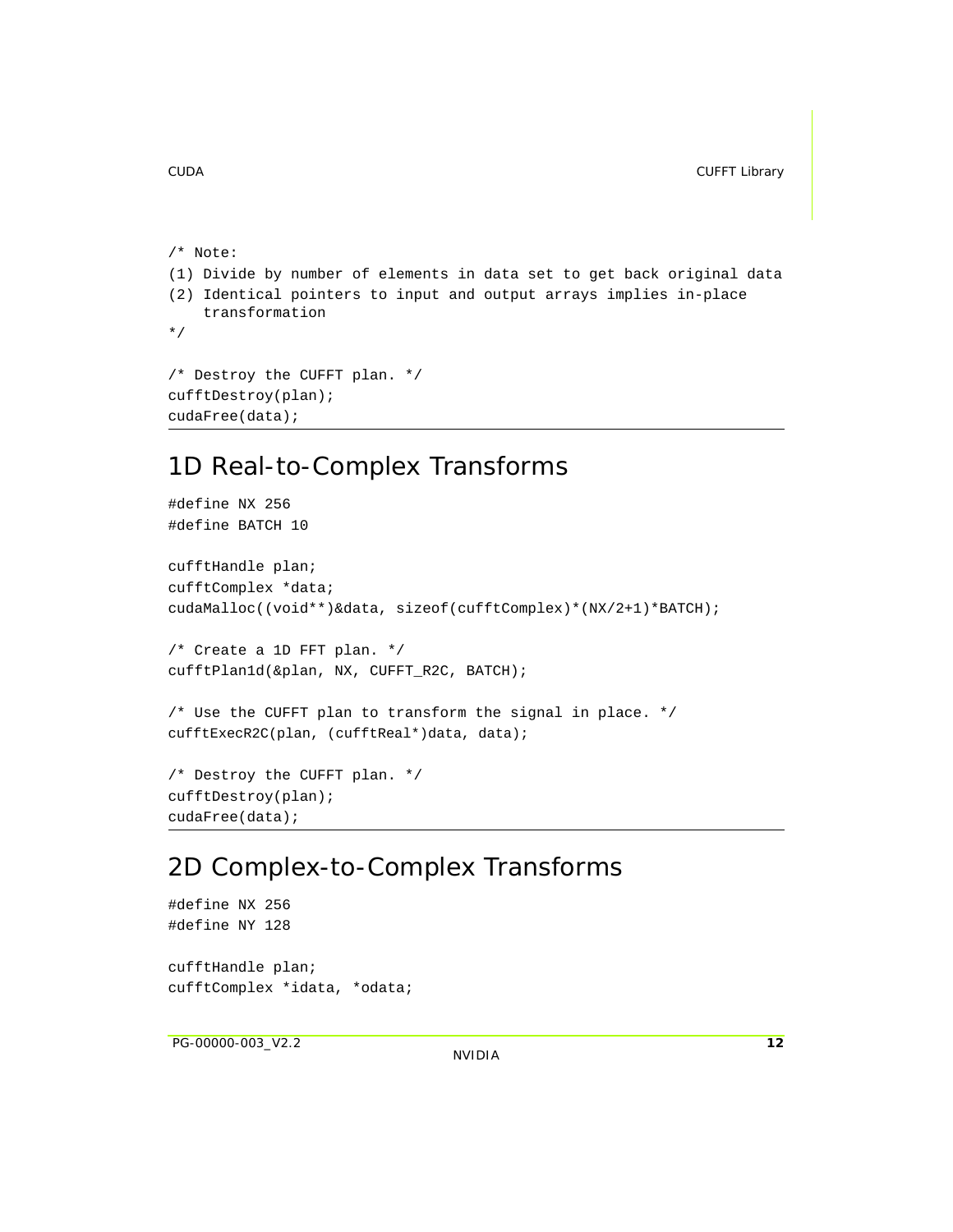```
/* Note:
(1) Divide by number of elements in data set to get back original data
(2) Identical pointers to input and output arrays implies in-place
    transformation
*/

/* Destroy the CUFFT plan. */
cufftDestroy(plan);
cudaFree(data);
```

## 1D Real-to-Complex Transforms

```
#define NX 256
#define BATCH 10

cufftHandle plan;
cufftComplex *data;
cudaMalloc((void**)&data, sizeof(cufftComplex)*(NX/2+1)*BATCH);

/* Create a 1D FFT plan. */
cufftPlan1d(&plan, NX, CUFFT_R2C, BATCH);

/* Use the CUFFT plan to transform the signal in place. */
cufftExecR2C(plan, (cufftReal*)data, data);

/* Destroy the CUFFT plan. */
cufftDestroy(plan);
cudaFree(data);
```

## 2D Complex-to-Complex Transforms

```
#define NX 256
#define NY 128

cufftHandle plan;
cufftComplex *idata, *odata;
```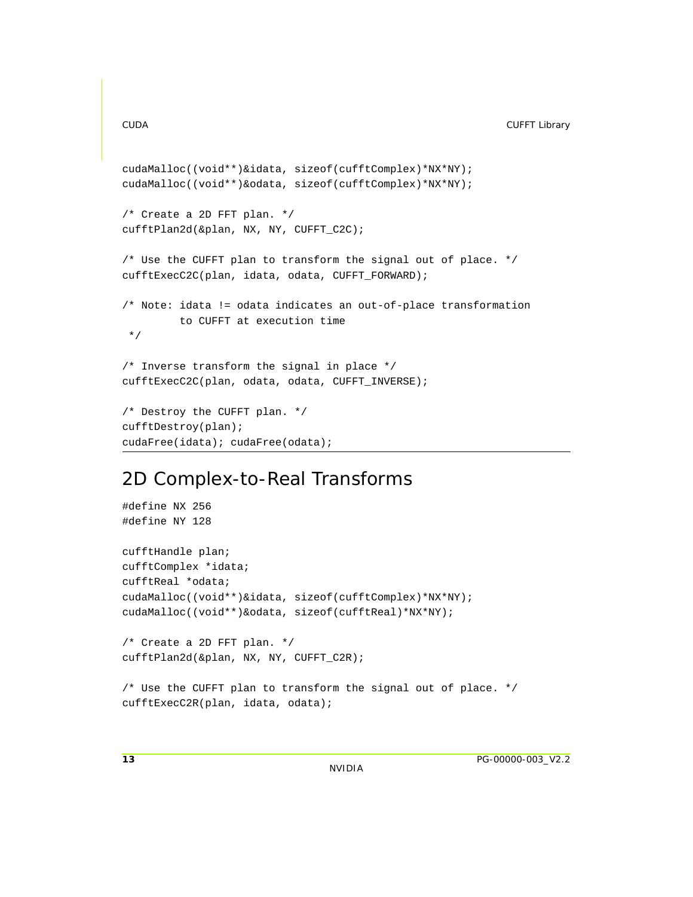```
cudaMalloc((void**)&idata, sizeof(cufftComplex)*NX*NY);
cudaMalloc((void**)&odata, sizeof(cufftComplex)*NX*NY);

/* Create a 2D FFT plan. */
cufftPlan2d(&plan, NX, NY, CUFFT_C2C);

/* Use the CUFFT plan to transform the signal out of place. */
cufftExecC2C(plan, idata, odata, CUFFT_FORWARD);

/* Note: idata != odata indicates an out-of-place transformation
        to CUFFT at execution time
 */

/* Inverse transform the signal in place */
cufftExecC2C(plan, odata, odata, CUFFT_INVERSE);

/* Destroy the CUFFT plan. */
cufftDestroy(plan);
cudaFree(idata); cudaFree(odata);
```

## 2D Complex-to-Real Transforms

```
#define NX 256
#define NY 128

cufftHandle plan;
cufftComplex *idata;
cufftReal *odata;
cudaMalloc((void**)&idata, sizeof(cufftComplex)*NX*NY);
cudaMalloc((void**)&odata, sizeof(cufftReal)*NX*NY);

/* Create a 2D FFT plan. */
cufftPlan2d(&plan, NX, NY, CUFFT_C2R);

/* Use the CUFFT plan to transform the signal out of place. */
cufftExecC2R(plan, idata, odata);
```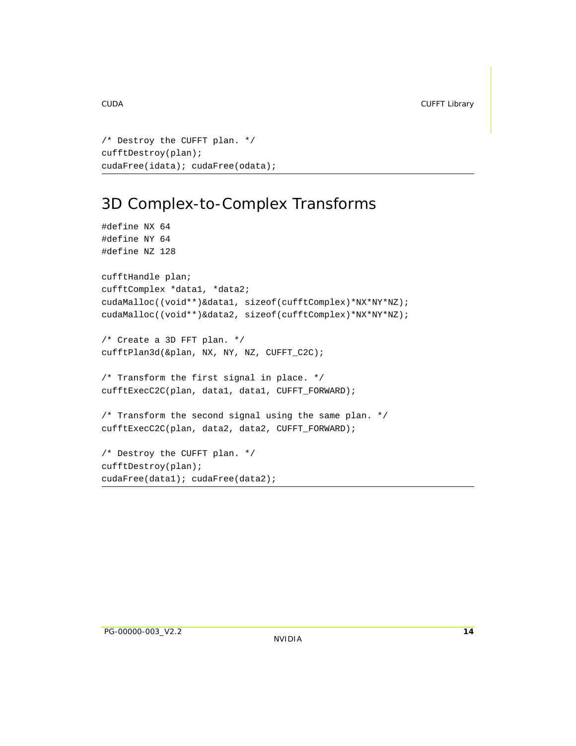```
/* Destroy the CUFFT plan. */
cufftDestroy(plan);
cudaFree(idata); cudaFree(odata);
```

## 3D Complex-to-Complex Transforms

```
#define NX 64
#define NY 64
#define NZ 128

cufftHandle plan;
cufftComplex *data1, *data2;
cudaMalloc((void**)&data1, sizeof(cufftComplex)*NX*NY*NZ);
cudaMalloc((void**)&data2, sizeof(cufftComplex)*NX*NY*NZ);

/* Create a 3D FFT plan. */
cufftPlan3d(&plan, NX, NY, NZ, CUFFT_C2C);

/* Transform the first signal in place. */
cufftExecC2C(plan, data1, data1, CUFFT_FORWARD);

/* Transform the second signal using the same plan. */
cufftExecC2C(plan, data2, data2, CUFFT_FORWARD);

/* Destroy the CUFFT plan. */
cufftDestroy(plan);
cudaFree(data1); cudaFree(data2);
```